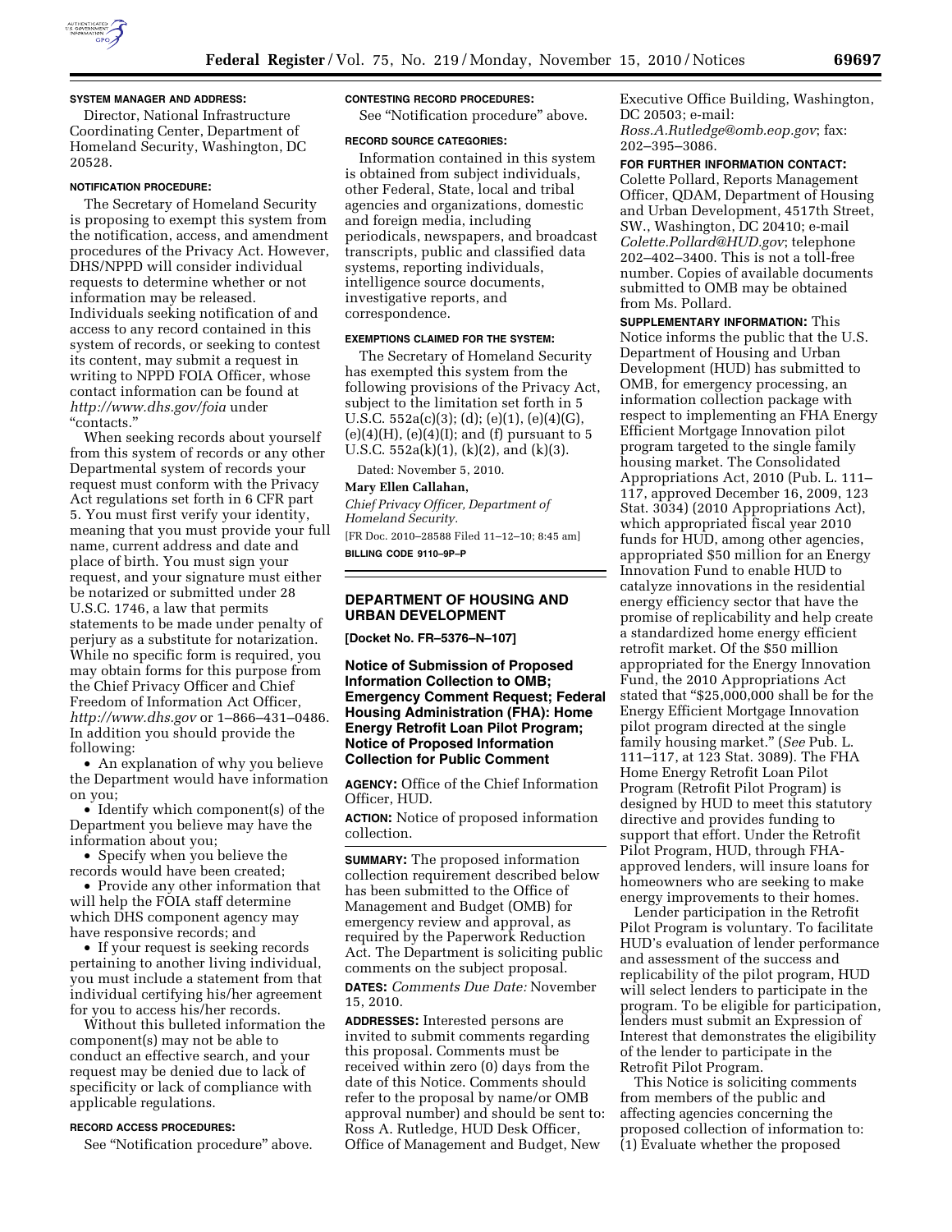**SYSTEM MANAGER AND ADDRESS:**

Director, National Infrastructure Coordinating Center, Department of Homeland Security, Washington, DC 20528.

**NOTIFICATION PROCEDURE:**

The Secretary of Homeland Security is proposing to exempt this system from the notification, access, and amendment procedures of the Privacy Act. However, DHS/NPPD will consider individual requests to determine whether or not information may be released. Individuals seeking notification of and access to any record contained in this system of records, or seeking to contest its content, may submit a request in writing to NPPD FOIA Officer, whose contact information can be found at *http://www.dhs.gov/foia* under "contacts."

When seeking records about yourself from this system of records or any other Departmental system of records your request must conform with the Privacy Act regulations set forth in 6 CFR part 5. You must first verify your identity, meaning that you must provide your full name, current address and date and place of birth. You must sign your request, and your signature must either be notarized or submitted under 28 U.S.C. 1746, a law that permits statements to be made under penalty of perjury as a substitute for notarization. While no specific form is required, you may obtain forms for this purpose from the Chief Privacy Officer and Chief Freedom of Information Act Officer, *http://www.dhs.gov* or 1–866–431–0486. In addition you should provide the following:

- An explanation of why you believe the Department would have information on you;
- Identify which component(s) of the Department you believe may have the information about you;
- Specify when you believe the records would have been created;
- Provide any other information that will help the FOIA staff determine which DHS component agency may have responsive records; and
- If your request is seeking records pertaining to another living individual, you must include a statement from that individual certifying his/her agreement for you to access his/her records.

Without this bulleted information the component(s) may not be able to conduct an effective search, and your request may be denied due to lack of specificity or lack of compliance with applicable regulations.

**RECORD ACCESS PROCEDURES:**

See "Notification procedure" above.

**CONTESTING RECORD PROCEDURES:**

See "Notification procedure" above.

**RECORD SOURCE CATEGORIES:**

Information contained in this system is obtained from subject individuals, other Federal, State, local and tribal agencies and organizations, domestic and foreign media, including periodicals, newspapers, and broadcast transcripts, public and classified data systems, reporting individuals, intelligence source documents, investigative reports, and correspondence.

**EXEMPTIONS CLAIMED FOR THE SYSTEM:**

The Secretary of Homeland Security has exempted this system from the following provisions of the Privacy Act, subject to the limitation set forth in 5 U.S.C. 552a(c)(3); (d); (e)(1), (e)(4)(G), (e)(4)(H), (e)(4)(I); and (f) pursuant to 5 U.S.C. 552a(k)(1), (k)(2), and (k)(3).

Dated: November 5, 2010.

**Mary Ellen Callahan,**

*Chief Privacy Officer, Department of Homeland Security.*

[FR Doc. 2010–28588 Filed 11–12–10; 8:45 am]

**BILLING CODE 9110–9P–P**

## DEPARTMENT OF HOUSING AND URBAN DEVELOPMENT

**[Docket No. FR–5376–N–107]**

### Notice of Submission of Proposed Information Collection to OMB; Emergency Comment Request; Federal Housing Administration (FHA): Home Energy Retrofit Loan Pilot Program; Notice of Proposed Information Collection for Public Comment

**AGENCY:** Office of the Chief Information Officer, HUD.

**ACTION:** Notice of proposed information collection.

**SUMMARY:** The proposed information collection requirement described below has been submitted to the Office of Management and Budget (OMB) for emergency review and approval, as required by the Paperwork Reduction Act. The Department is soliciting public comments on the subject proposal.

**DATES:** *Comments Due Date:* November 15, 2010.

**ADDRESSES:** Interested persons are invited to submit comments regarding this proposal. Comments must be received within zero (0) days from the date of this Notice. Comments should refer to the proposal by name/or OMB approval number) and should be sent to: Ross A. Rutledge, HUD Desk Officer, Office of Management and Budget, New Executive Office Building, Washington, DC 20503; e-mail: *Ross.A.Rutledge@omb.eop.gov*; fax: 202–395–3086.

**FOR FURTHER INFORMATION CONTACT:** Colette Pollard, Reports Management Officer, QDAM, Department of Housing and Urban Development, 4517th Street, SW., Washington, DC 20410; e-mail *Colette.Pollard@HUD.gov*; telephone 202–402–3400. This is not a toll-free number. Copies of available documents submitted to OMB may be obtained from Ms. Pollard.

**SUPPLEMENTARY INFORMATION:** This Notice informs the public that the U.S. Department of Housing and Urban Development (HUD) has submitted to OMB, for emergency processing, an information collection package with respect to implementing an FHA Energy Efficient Mortgage Innovation pilot program targeted to the single family housing market. The Consolidated Appropriations Act, 2010 (Pub. L. 111–117, approved December 16, 2009, 123 Stat. 3034) (2010 Appropriations Act), which appropriated fiscal year 2010 funds for HUD, among other agencies, appropriated $50 million for an Energy Innovation Fund to enable HUD to catalyze innovations in the residential energy efficiency sector that have the promise of replicability and help create a standardized home energy efficient retrofit market. Of the $50 million appropriated for the Energy Innovation Fund, the 2010 Appropriations Act stated that "$25,000,000 shall be for the Energy Efficient Mortgage Innovation pilot program directed at the single family housing market." (*See* Pub. L. 111–117, at 123 Stat. 3089). The FHA Home Energy Retrofit Loan Pilot Program (Retrofit Pilot Program) is designed by HUD to meet this statutory directive and provides funding to support that effort. Under the Retrofit Pilot Program, HUD, through FHA-approved lenders, will insure loans for homeowners who are seeking to make energy improvements to their homes.

Lender participation in the Retrofit Pilot Program is voluntary. To facilitate HUD's evaluation of lender performance and assessment of the success and replicability of the pilot program, HUD will select lenders to participate in the program. To be eligible for participation, lenders must submit an Expression of Interest that demonstrates the eligibility of the lender to participate in the Retrofit Pilot Program.

This Notice is soliciting comments from members of the public and affecting agencies concerning the proposed collection of information to: (1) Evaluate whether the proposed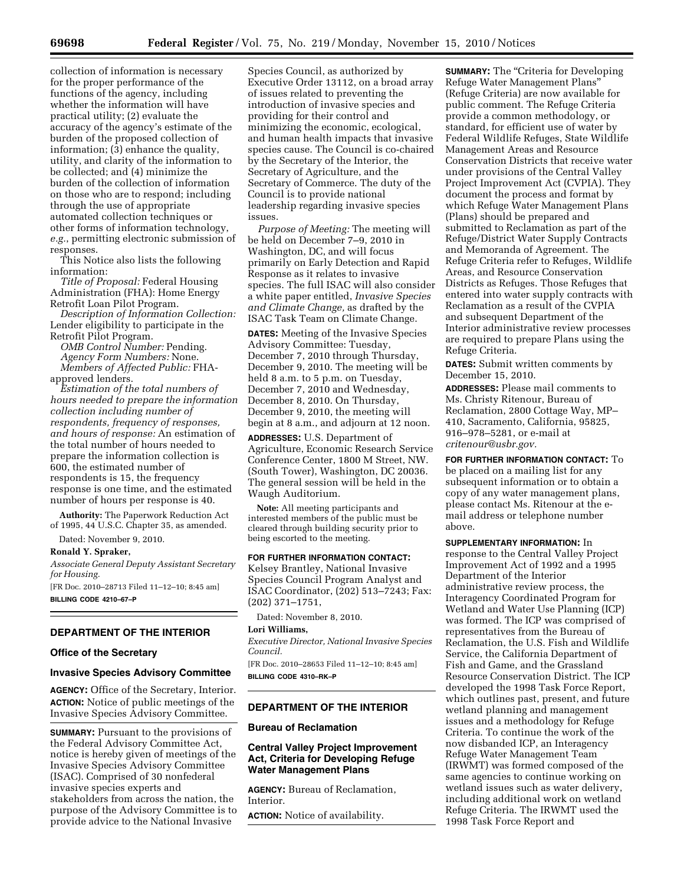collection of information is necessary for the proper performance of the functions of the agency, including whether the information will have practical utility; (2) evaluate the accuracy of the agency's estimate of the burden of the proposed collection of information; (3) enhance the quality, utility, and clarity of the information to be collected; and (4) minimize the burden of the collection of information on those who are to respond; including through the use of appropriate automated collection techniques or other forms of information technology, *e.g.*, permitting electronic submission of responses.

This Notice also lists the following information:

*Title of Proposal:* Federal Housing Administration (FHA): Home Energy Retrofit Loan Pilot Program.

*Description of Information Collection:* Lender eligibility to participate in the Retrofit Pilot Program.

*OMB Control Number:* Pending.

*Agency Form Numbers:* None.

*Members of Affected Public:* FHA-approved lenders.

*Estimation of the total numbers of hours needed to prepare the information collection including number of respondents, frequency of responses, and hours of response:* An estimation of the total number of hours needed to prepare the information collection is 600, the estimated number of respondents is 15, the frequency response is one time, and the estimated number of hours per response is 40.

**Authority:** The Paperwork Reduction Act of 1995, 44 U.S.C. Chapter 35, as amended.

Dated: November 9, 2010.

**Ronald Y. Spraker,**

*Associate General Deputy Assistant Secretary for Housing.*

[FR Doc. 2010–28713 Filed 11–12–10; 8:45 am]

**BILLING CODE 4210–67–P**

## DEPARTMENT OF THE INTERIOR

### Office of the Secretary

### Invasive Species Advisory Committee

**AGENCY:** Office of the Secretary, Interior.

**ACTION:** Notice of public meetings of the Invasive Species Advisory Committee.

**SUMMARY:** Pursuant to the provisions of the Federal Advisory Committee Act, notice is hereby given of meetings of the Invasive Species Advisory Committee (ISAC). Comprised of 30 nonfederal invasive species experts and stakeholders from across the nation, the purpose of the Advisory Committee is to provide advice to the National Invasive Species Council, as authorized by Executive Order 13112, on a broad array of issues related to preventing the introduction of invasive species and providing for their control and minimizing the economic, ecological, and human health impacts that invasive species cause. The Council is co-chaired by the Secretary of the Interior, the Secretary of Agriculture, and the Secretary of Commerce. The duty of the Council is to provide national leadership regarding invasive species issues.

*Purpose of Meeting:* The meeting will be held on December 7–9, 2010 in Washington, DC, and will focus primarily on Early Detection and Rapid Response as it relates to invasive species. The full ISAC will also consider a white paper entitled, *Invasive Species and Climate Change,* as drafted by the ISAC Task Team on Climate Change.

**DATES:** Meeting of the Invasive Species Advisory Committee: Tuesday, December 7, 2010 through Thursday, December 9, 2010. The meeting will be held 8 a.m. to 5 p.m. on Tuesday, December 7, 2010 and Wednesday, December 8, 2010. On Thursday, December 9, 2010, the meeting will begin at 8 a.m., and adjourn at 12 noon.

**ADDRESSES:** U.S. Department of Agriculture, Economic Research Service Conference Center, 1800 M Street, NW. (South Tower), Washington, DC 20036. The general session will be held in the Waugh Auditorium.

**Note:** All meeting participants and interested members of the public must be cleared through building security prior to being escorted to the meeting.

**FOR FURTHER INFORMATION CONTACT:** Kelsey Brantley, National Invasive Species Council Program Analyst and ISAC Coordinator, (202) 513–7243; Fax: (202) 371–1751,

Dated: November 8, 2010.

**Lori Williams,**

*Executive Director, National Invasive Species Council.*

[FR Doc. 2010–28653 Filed 11–12–10; 8:45 am]

**BILLING CODE 4310–RK–P**

## DEPARTMENT OF THE INTERIOR

### Bureau of Reclamation

### Central Valley Project Improvement Act, Criteria for Developing Refuge Water Management Plans

**AGENCY:** Bureau of Reclamation, Interior.

**ACTION:** Notice of availability.

**SUMMARY:** The "Criteria for Developing Refuge Water Management Plans" (Refuge Criteria) are now available for public comment. The Refuge Criteria provide a common methodology, or standard, for efficient use of water by Federal Wildlife Refuges, State Wildlife Management Areas and Resource Conservation Districts that receive water under provisions of the Central Valley Project Improvement Act (CVPIA). They document the process and format by which Refuge Water Management Plans (Plans) should be prepared and submitted to Reclamation as part of the Refuge/District Water Supply Contracts and Memoranda of Agreement. The Refuge Criteria refer to Refuges, Wildlife Areas, and Resource Conservation Districts as Refuges. Those Refuges that entered into water supply contracts with Reclamation as a result of the CVPIA and subsequent Department of the Interior administrative review processes are required to prepare Plans using the Refuge Criteria.

**DATES:** Submit written comments by December 15, 2010.

**ADDRESSES:** Please mail comments to Ms. Christy Ritenour, Bureau of Reclamation, 2800 Cottage Way, MP–410, Sacramento, California, 95825, 916–978–5281, or e-mail at *critenour@usbr.gov.*

**FOR FURTHER INFORMATION CONTACT:** To be placed on a mailing list for any subsequent information or to obtain a copy of any water management plans, please contact Ms. Ritenour at the e-mail address or telephone number above.

**SUPPLEMENTARY INFORMATION:** In response to the Central Valley Project Improvement Act of 1992 and a 1995 Department of the Interior administrative review process, the Interagency Coordinated Program for Wetland and Water Use Planning (ICP) was formed. The ICP was comprised of representatives from the Bureau of Reclamation, the U.S. Fish and Wildlife Service, the California Department of Fish and Game, and the Grassland Resource Conservation District. The ICP developed the 1998 Task Force Report, which outlines past, present, and future wetland planning and management issues and a methodology for Refuge Criteria. To continue the work of the now disbanded ICP, an Interagency Refuge Water Management Team (IRWMT) was formed composed of the same agencies to continue working on wetland issues such as water delivery, including additional work on wetland Refuge Criteria. The IRWMT used the 1998 Task Force Report and